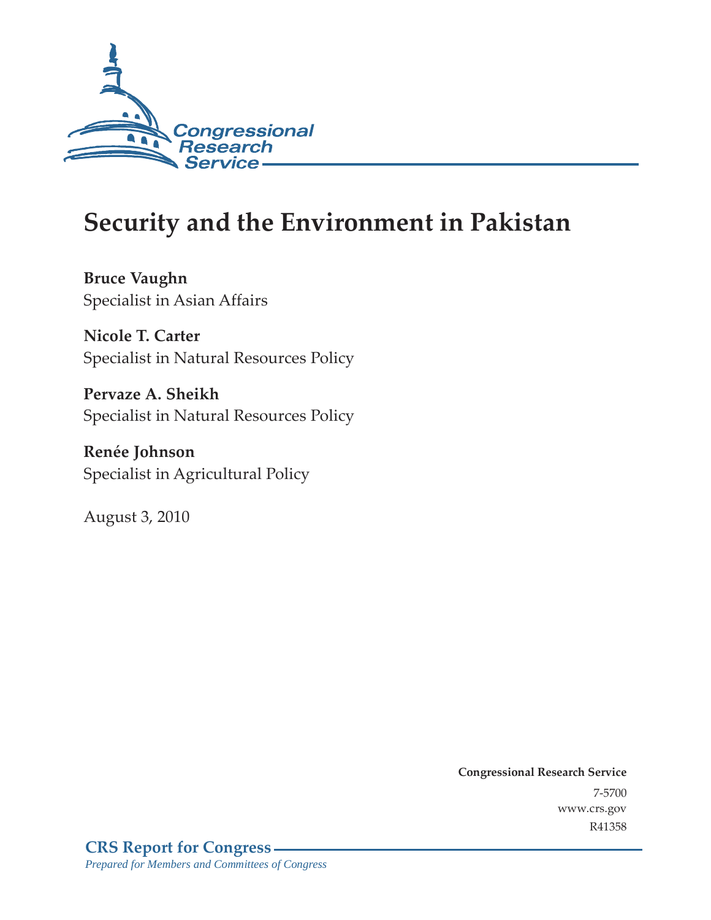# Security and the Environment in Pakistan

**Bruce Vaughn**
Specialist in Asian Affairs

**Nicole T. Carter**
Specialist in Natural Resources Policy

**Pervaze A. Sheikh**
Specialist in Natural Resources Policy

**Renée Johnson**
Specialist in Agricultural Policy

August 3, 2010

**Congressional Research Service**
7-5700
www.crs.gov
R41358

**CRS Report for Congress**
*Prepared for Members and Committees of Congress*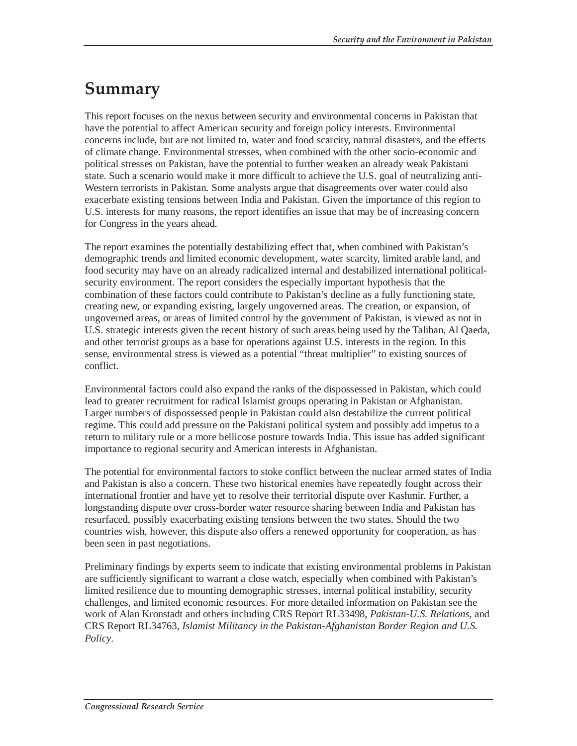# Summary

This report focuses on the nexus between security and environmental concerns in Pakistan that have the potential to affect American security and foreign policy interests. Environmental concerns include, but are not limited to, water and food scarcity, natural disasters, and the effects of climate change. Environmental stresses, when combined with the other socio-economic and political stresses on Pakistan, have the potential to further weaken an already weak Pakistani state. Such a scenario would make it more difficult to achieve the U.S. goal of neutralizing anti-Western terrorists in Pakistan. Some analysts argue that disagreements over water could also exacerbate existing tensions between India and Pakistan. Given the importance of this region to U.S. interests for many reasons, the report identifies an issue that may be of increasing concern for Congress in the years ahead.

The report examines the potentially destabilizing effect that, when combined with Pakistan's demographic trends and limited economic development, water scarcity, limited arable land, and food security may have on an already radicalized internal and destabilized international political-security environment. The report considers the especially important hypothesis that the combination of these factors could contribute to Pakistan's decline as a fully functioning state, creating new, or expanding existing, largely ungoverned areas. The creation, or expansion, of ungoverned areas, or areas of limited control by the government of Pakistan, is viewed as not in U.S. strategic interests given the recent history of such areas being used by the Taliban, Al Qaeda, and other terrorist groups as a base for operations against U.S. interests in the region. In this sense, environmental stress is viewed as a potential "threat multiplier" to existing sources of conflict.

Environmental factors could also expand the ranks of the dispossessed in Pakistan, which could lead to greater recruitment for radical Islamist groups operating in Pakistan or Afghanistan. Larger numbers of dispossessed people in Pakistan could also destabilize the current political regime. This could add pressure on the Pakistani political system and possibly add impetus to a return to military rule or a more bellicose posture towards India. This issue has added significant importance to regional security and American interests in Afghanistan.

The potential for environmental factors to stoke conflict between the nuclear armed states of India and Pakistan is also a concern. These two historical enemies have repeatedly fought across their international frontier and have yet to resolve their territorial dispute over Kashmir. Further, a longstanding dispute over cross-border water resource sharing between India and Pakistan has resurfaced, possibly exacerbating existing tensions between the two states. Should the two countries wish, however, this dispute also offers a renewed opportunity for cooperation, as has been seen in past negotiations.

Preliminary findings by experts seem to indicate that existing environmental problems in Pakistan are sufficiently significant to warrant a close watch, especially when combined with Pakistan's limited resilience due to mounting demographic stresses, internal political instability, security challenges, and limited economic resources. For more detailed information on Pakistan see the work of Alan Kronstadt and others including CRS Report RL33498, *Pakistan-U.S. Relations*, and CRS Report RL34763, *Islamist Militancy in the Pakistan-Afghanistan Border Region and U.S. Policy*.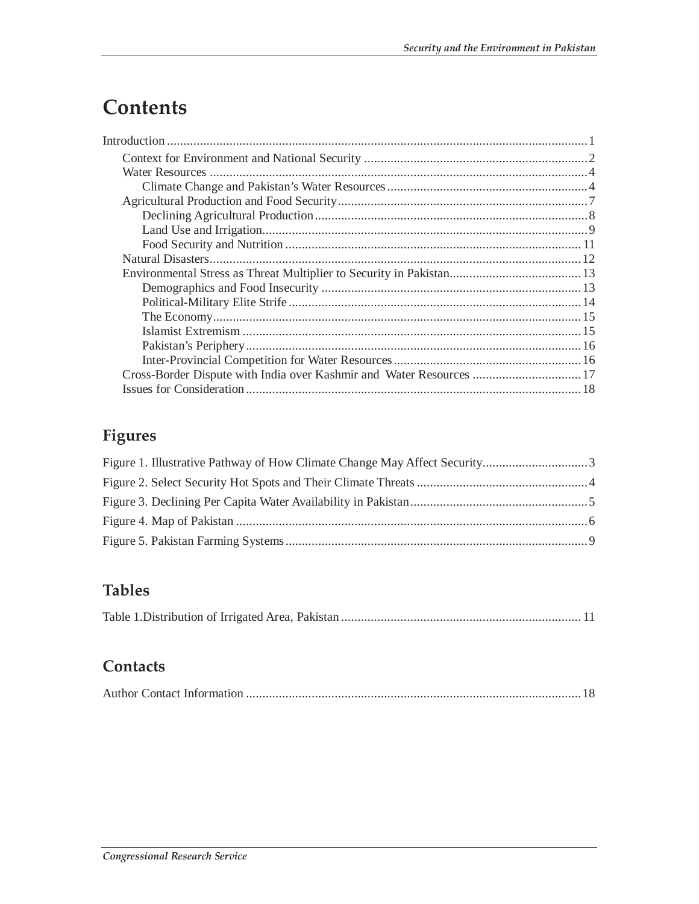# Contents

Introduction ... 1
- Context for Environment and National Security ... 2
- Water Resources ... 4
  - Climate Change and Pakistan's Water Resources ... 4
- Agricultural Production and Food Security ... 7
  - Declining Agricultural Production ... 8
  - Land Use and Irrigation ... 9
  - Food Security and Nutrition ... 11
- Natural Disasters ... 12
- Environmental Stress as Threat Multiplier to Security in Pakistan ... 13
  - Demographics and Food Insecurity ... 13
  - Political-Military Elite Strife ... 14
  - The Economy ... 15
  - Islamist Extremism ... 15
  - Pakistan's Periphery ... 16
  - Inter-Provincial Competition for Water Resources ... 16
- Cross-Border Dispute with India over Kashmir and Water Resources ... 17
- Issues for Consideration ... 18

## Figures

Figure 1. Illustrative Pathway of How Climate Change May Affect Security ... 3

Figure 2. Select Security Hot Spots and Their Climate Threats ... 4

Figure 3. Declining Per Capita Water Availability in Pakistan ... 5

Figure 4. Map of Pakistan ... 6

Figure 5. Pakistan Farming Systems ... 9

## Tables

Table 1.Distribution of Irrigated Area, Pakistan ... 11

## Contacts

Author Contact Information ... 18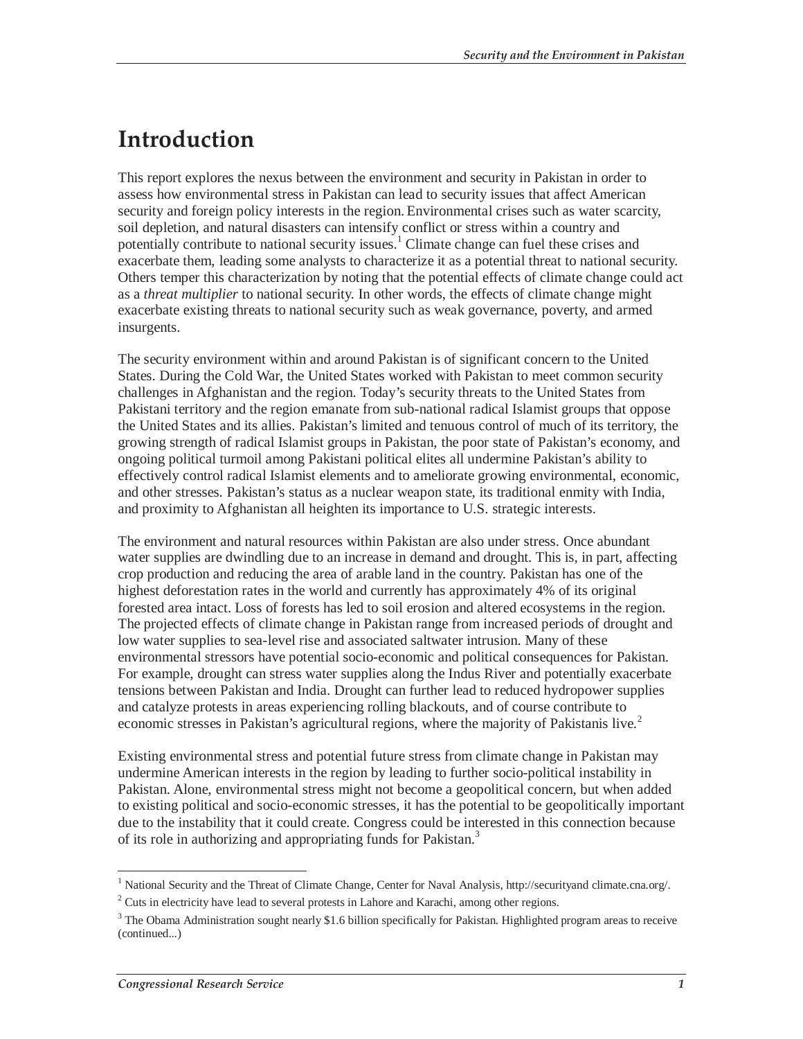# Introduction

This report explores the nexus between the environment and security in Pakistan in order to assess how environmental stress in Pakistan can lead to security issues that affect American security and foreign policy interests in the region. Environmental crises such as water scarcity, soil depletion, and natural disasters can intensify conflict or stress within a country and potentially contribute to national security issues.[1] Climate change can fuel these crises and exacerbate them, leading some analysts to characterize it as a potential threat to national security. Others temper this characterization by noting that the potential effects of climate change could act as a *threat multiplier* to national security. In other words, the effects of climate change might exacerbate existing threats to national security such as weak governance, poverty, and armed insurgents.

The security environment within and around Pakistan is of significant concern to the United States. During the Cold War, the United States worked with Pakistan to meet common security challenges in Afghanistan and the region. Today's security threats to the United States from Pakistani territory and the region emanate from sub-national radical Islamist groups that oppose the United States and its allies. Pakistan's limited and tenuous control of much of its territory, the growing strength of radical Islamist groups in Pakistan, the poor state of Pakistan's economy, and ongoing political turmoil among Pakistani political elites all undermine Pakistan's ability to effectively control radical Islamist elements and to ameliorate growing environmental, economic, and other stresses. Pakistan's status as a nuclear weapon state, its traditional enmity with India, and proximity to Afghanistan all heighten its importance to U.S. strategic interests.

The environment and natural resources within Pakistan are also under stress. Once abundant water supplies are dwindling due to an increase in demand and drought. This is, in part, affecting crop production and reducing the area of arable land in the country. Pakistan has one of the highest deforestation rates in the world and currently has approximately 4% of its original forested area intact. Loss of forests has led to soil erosion and altered ecosystems in the region. The projected effects of climate change in Pakistan range from increased periods of drought and low water supplies to sea-level rise and associated saltwater intrusion. Many of these environmental stressors have potential socio-economic and political consequences for Pakistan. For example, drought can stress water supplies along the Indus River and potentially exacerbate tensions between Pakistan and India. Drought can further lead to reduced hydropower supplies and catalyze protests in areas experiencing rolling blackouts, and of course contribute to economic stresses in Pakistan's agricultural regions, where the majority of Pakistanis live.[2]

Existing environmental stress and potential future stress from climate change in Pakistan may undermine American interests in the region by leading to further socio-political instability in Pakistan. Alone, environmental stress might not become a geopolitical concern, but when added to existing political and socio-economic stresses, it has the potential to be geopolitically important due to the instability that it could create. Congress could be interested in this connection because of its role in authorizing and appropriating funds for Pakistan.[3]

---

[1] National Security and the Threat of Climate Change, Center for Naval Analysis, http://securityand climate.cna.org/.

[2] Cuts in electricity have lead to several protests in Lahore and Karachi, among other regions.

[3] The Obama Administration sought nearly $1.6 billion specifically for Pakistan. Highlighted program areas to receive (continued...)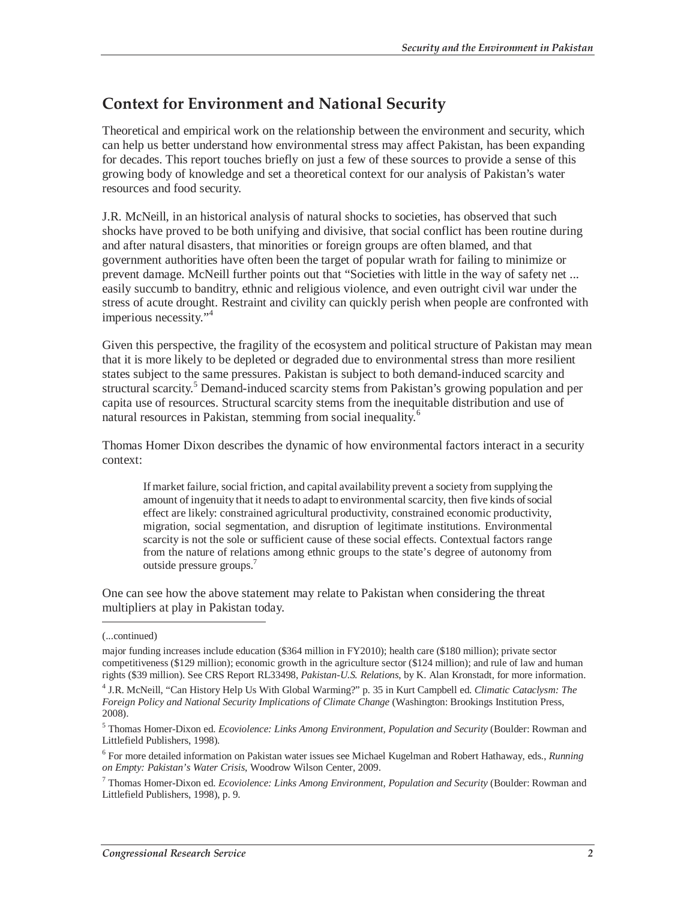## Context for Environment and National Security

Theoretical and empirical work on the relationship between the environment and security, which can help us better understand how environmental stress may affect Pakistan, has been expanding for decades. This report touches briefly on just a few of these sources to provide a sense of this growing body of knowledge and set a theoretical context for our analysis of Pakistan's water resources and food security.

J.R. McNeill, in an historical analysis of natural shocks to societies, has observed that such shocks have proved to be both unifying and divisive, that social conflict has been routine during and after natural disasters, that minorities or foreign groups are often blamed, and that government authorities have often been the target of popular wrath for failing to minimize or prevent damage. McNeill further points out that "Societies with little in the way of safety net ... easily succumb to banditry, ethnic and religious violence, and even outright civil war under the stress of acute drought. Restraint and civility can quickly perish when people are confronted with imperious necessity."[4]

Given this perspective, the fragility of the ecosystem and political structure of Pakistan may mean that it is more likely to be depleted or degraded due to environmental stress than more resilient states subject to the same pressures. Pakistan is subject to both demand-induced scarcity and structural scarcity.[5] Demand-induced scarcity stems from Pakistan's growing population and per capita use of resources. Structural scarcity stems from the inequitable distribution and use of natural resources in Pakistan, stemming from social inequality.[6]

Thomas Homer Dixon describes the dynamic of how environmental factors interact in a security context:

> If market failure, social friction, and capital availability prevent a society from supplying the amount of ingenuity that it needs to adapt to environmental scarcity, then five kinds of social effect are likely: constrained agricultural productivity, constrained economic productivity, migration, social segmentation, and disruption of legitimate institutions. Environmental scarcity is not the sole or sufficient cause of these social effects. Contextual factors range from the nature of relations among ethnic groups to the state's degree of autonomy from outside pressure groups.[7]

One can see how the above statement may relate to Pakistan when considering the threat multipliers at play in Pakistan today.

---

(...continued)

major funding increases include education ($364 million in FY2010); health care ($180 million); private sector competitiveness ($129 million); economic growth in the agriculture sector ($124 million); and rule of law and human rights ($39 million). See CRS Report RL33498, *Pakistan-U.S. Relations*, by K. Alan Kronstadt, for more information.

[4] J.R. McNeill, "Can History Help Us With Global Warming?" p. 35 in Kurt Campbell ed. *Climatic Cataclysm: The Foreign Policy and National Security Implications of Climate Change* (Washington: Brookings Institution Press, 2008).

[5] Thomas Homer-Dixon ed. *Ecoviolence: Links Among Environment, Population and Security* (Boulder: Rowman and Littlefield Publishers, 1998).

[6] For more detailed information on Pakistan water issues see Michael Kugelman and Robert Hathaway, eds., *Running on Empty: Pakistan's Water Crisis*, Woodrow Wilson Center, 2009.

[7] Thomas Homer-Dixon ed. *Ecoviolence: Links Among Environment, Population and Security* (Boulder: Rowman and Littlefield Publishers, 1998), p. 9.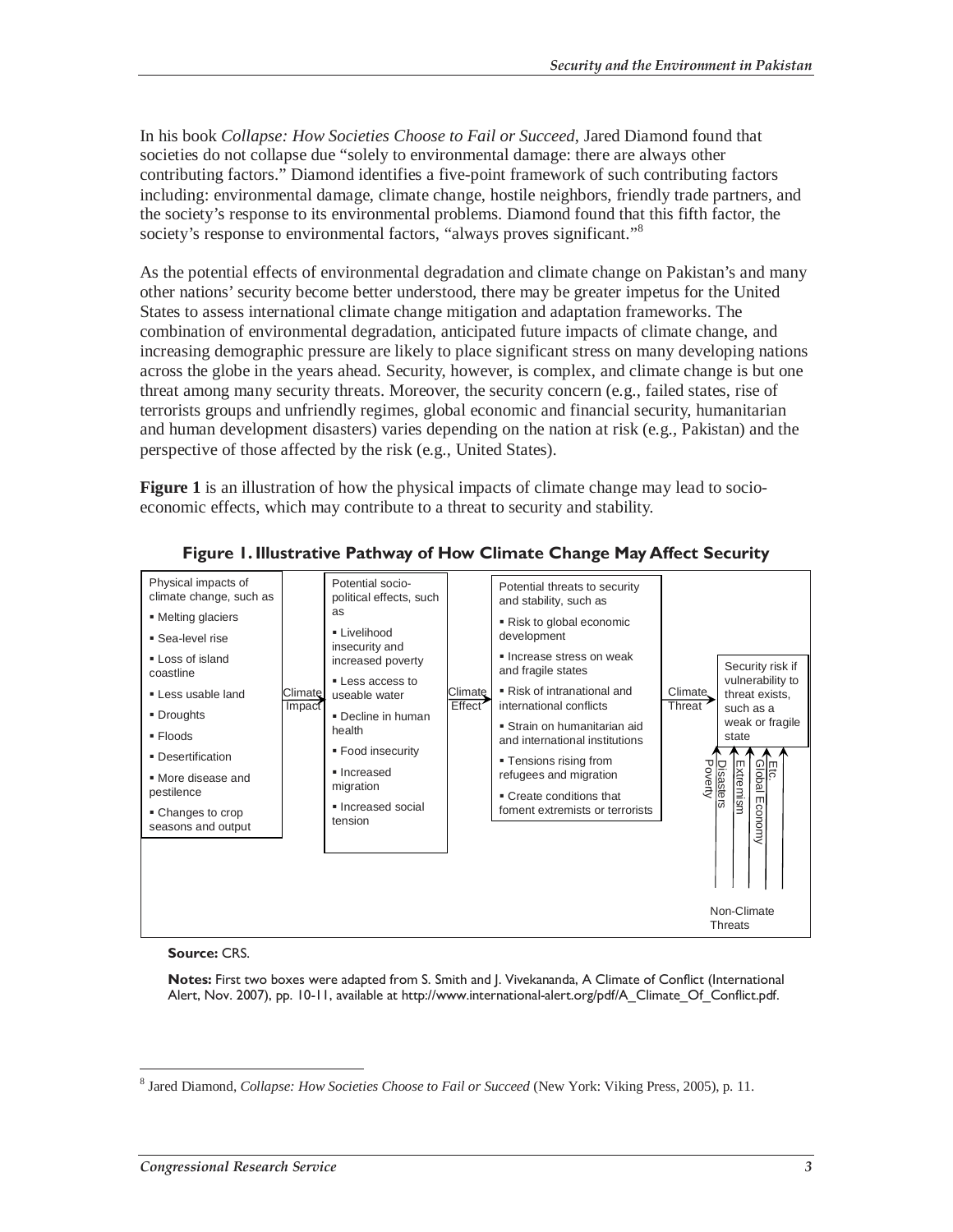In his book *Collapse: How Societies Choose to Fail or Succeed*, Jared Diamond found that societies do not collapse due "solely to environmental damage: there are always other contributing factors." Diamond identifies a five-point framework of such contributing factors including: environmental damage, climate change, hostile neighbors, friendly trade partners, and the society's response to its environmental problems. Diamond found that this fifth factor, the society's response to environmental factors, "always proves significant."[8]

As the potential effects of environmental degradation and climate change on Pakistan's and many other nations' security become better understood, there may be greater impetus for the United States to assess international climate change mitigation and adaptation frameworks. The combination of environmental degradation, anticipated future impacts of climate change, and increasing demographic pressure are likely to place significant stress on many developing nations across the globe in the years ahead. Security, however, is complex, and climate change is but one threat among many security threats. Moreover, the security concern (e.g., failed states, rise of terrorists groups and unfriendly regimes, global economic and financial security, humanitarian and human development disasters) varies depending on the nation at risk (e.g., Pakistan) and the perspective of those affected by the risk (e.g., United States).

**Figure 1** is an illustration of how the physical impacts of climate change may lead to socio-economic effects, which may contribute to a threat to security and stability.

**Figure 1. Illustrative Pathway of How Climate Change May Affect Security**

Physical impacts of climate change, such as
- Melting glaciers
- Sea-level rise
- Loss of island coastline
- Less usable land
- Droughts
- Floods
- Desertification
- More disease and pestilence
- Changes to crop seasons and output

→ Climate Impact →

Potential socio-political effects, such as
- Livelihood insecurity and increased poverty
- Less access to useable water
- Decline in human health
- Food insecurity
- Increased migration
- Increased social tension

→ Climate Effect →

Potential threats to security and stability, such as
- Risk to global economic development
- Increase stress on weak and fragile states
- Risk of intranational and international conflicts
- Strain on humanitarian aid and international institutions
- Tensions rising from refugees and migration
- Create conditions that foment extremists or terrorists

→ Climate Threat →

Security risk if vulnerability to threat exists, such as a weak or fragile state

↑ Non-Climate Threats: Poverty, Disasters, Extremism, Global Economy, Etc.

**Source:** CRS.

**Notes:** First two boxes were adapted from S. Smith and J. Vivekananda, A Climate of Conflict (International Alert, Nov. 2007), pp. 10-11, available at http://www.international-alert.org/pdf/A_Climate_Of_Conflict.pdf.

---

[8] Jared Diamond, *Collapse: How Societies Choose to Fail or Succeed* (New York: Viking Press, 2005), p. 11.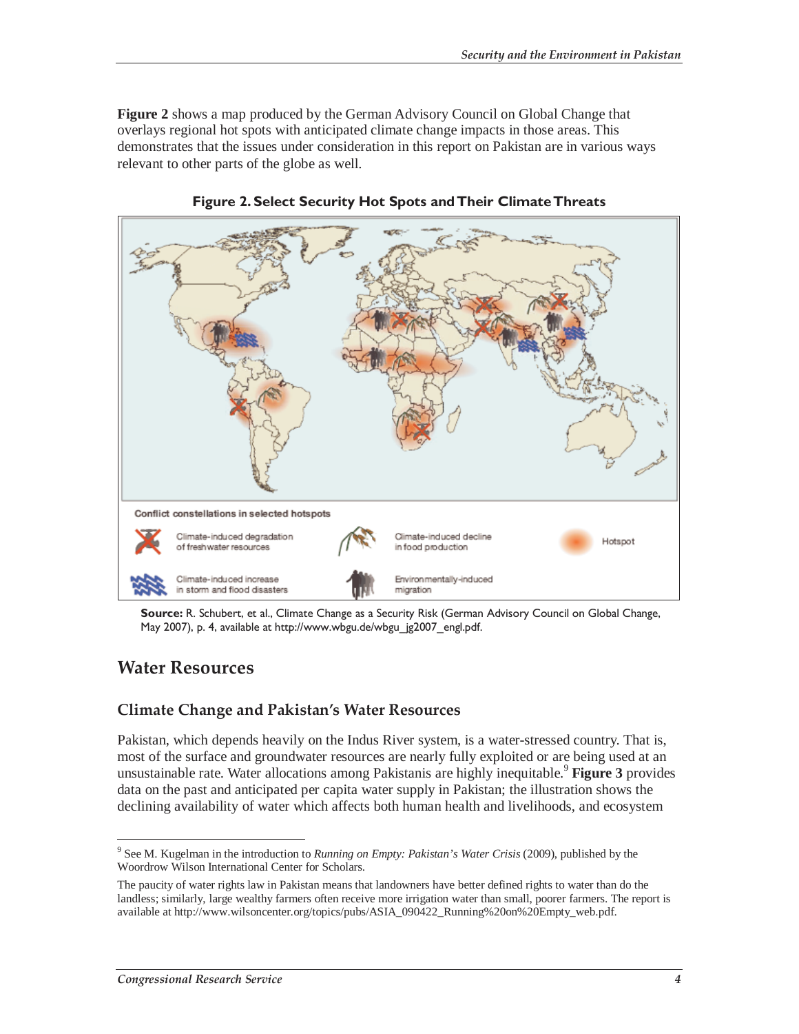**Figure 2** shows a map produced by the German Advisory Council on Global Change that overlays regional hot spots with anticipated climate change impacts in those areas. This demonstrates that the issues under consideration in this report on Pakistan are in various ways relevant to other parts of the globe as well.

**Figure 2. Select Security Hot Spots and Their Climate Threats**

Conflict constellations in selected hotspots

Climate-induced degradation of freshwater resources

Climate-induced decline in food production

Hotspot

Climate-induced increase in storm and flood disasters

Environmentally-induced migration

**Source:** R. Schubert, et al., Climate Change as a Security Risk (German Advisory Council on Global Change, May 2007), p. 4, available at http://www.wbgu.de/wbgu_jg2007_engl.pdf.

## Water Resources

### Climate Change and Pakistan's Water Resources

Pakistan, which depends heavily on the Indus River system, is a water-stressed country. That is, most of the surface and groundwater resources are nearly fully exploited or are being used at an unsustainable rate. Water allocations among Pakistanis are highly inequitable.[9] **Figure 3** provides data on the past and anticipated per capita water supply in Pakistan; the illustration shows the declining availability of water which affects both human health and livelihoods, and ecosystem

---

[9] See M. Kugelman in the introduction to *Running on Empty: Pakistan's Water Crisis* (2009), published by the Woordrow Wilson International Center for Scholars.

The paucity of water rights law in Pakistan means that landowners have better defined rights to water than do the landless; similarly, large wealthy farmers often receive more irrigation water than small, poorer farmers. The report is available at http://www.wilsoncenter.org/topics/pubs/ASIA_090422_Running%20on%20Empty_web.pdf.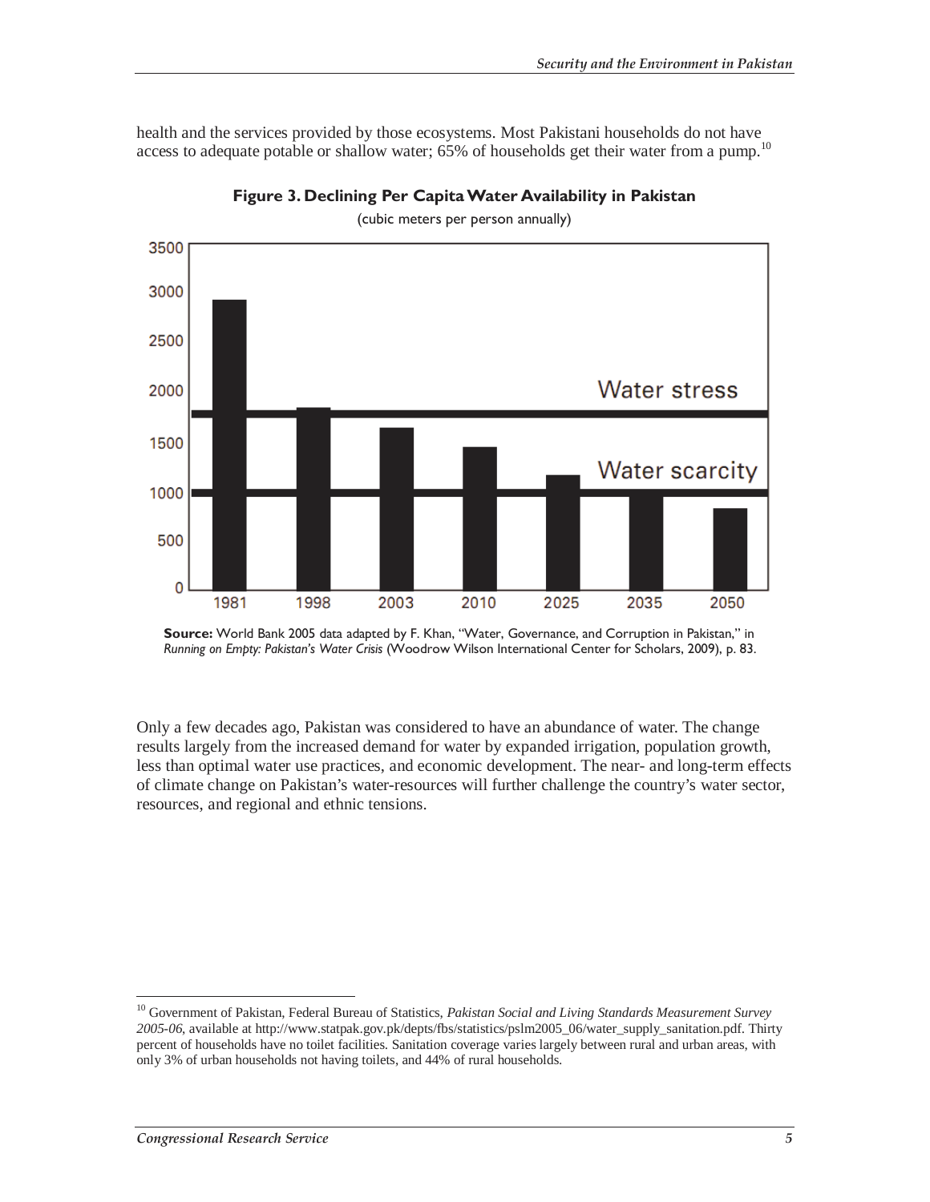health and the services provided by those ecosystems. Most Pakistani households do not have access to adequate potable or shallow water; 65% of households get their water from a pump.[10]

**Figure 3. Declining Per Capita Water Availability in Pakistan**

(cubic meters per person annually)

**Source:** World Bank 2005 data adapted by F. Khan, "Water, Governance, and Corruption in Pakistan," in *Running on Empty: Pakistan's Water Crisis* (Woodrow Wilson International Center for Scholars, 2009), p. 83.

Only a few decades ago, Pakistan was considered to have an abundance of water. The change results largely from the increased demand for water by expanded irrigation, population growth, less than optimal water use practices, and economic development. The near- and long-term effects of climate change on Pakistan's water-resources will further challenge the country's water sector, resources, and regional and ethnic tensions.

---

[10] Government of Pakistan, Federal Bureau of Statistics, *Pakistan Social and Living Standards Measurement Survey 2005-06*, available at http://www.statpak.gov.pk/depts/fbs/statistics/pslm2005_06/water_supply_sanitation.pdf. Thirty percent of households have no toilet facilities. Sanitation coverage varies largely between rural and urban areas, with only 3% of urban households not having toilets, and 44% of rural households.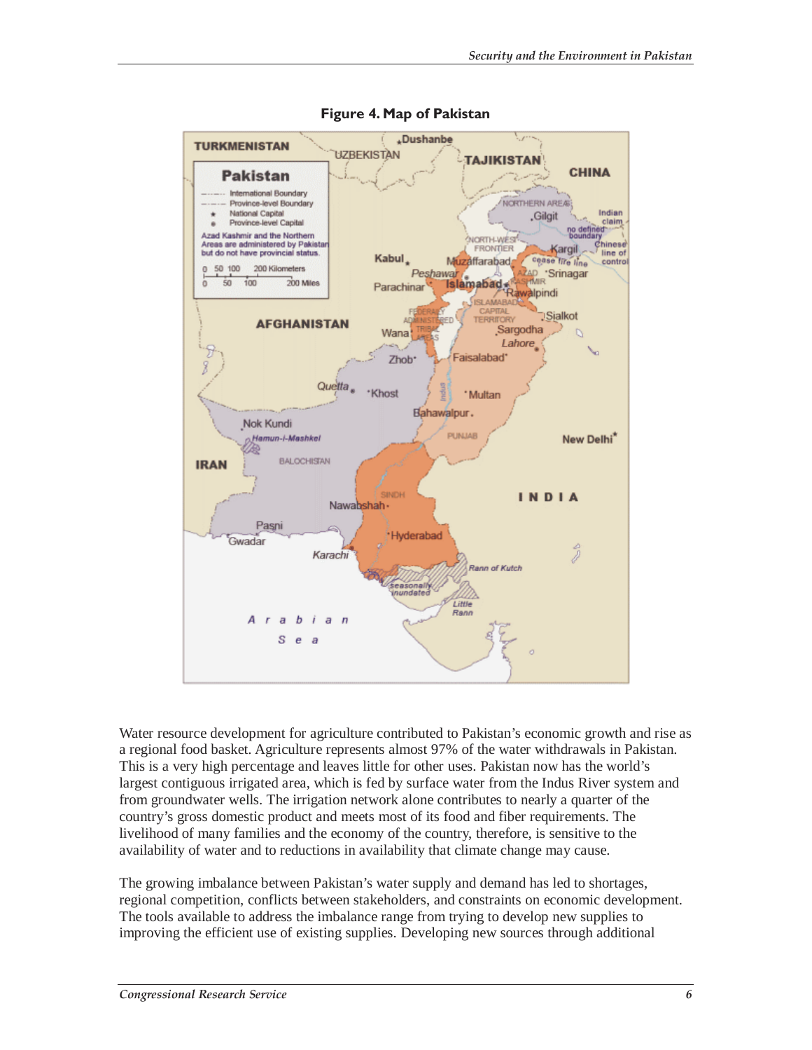**Figure 4. Map of Pakistan**

Water resource development for agriculture contributed to Pakistan's economic growth and rise as a regional food basket. Agriculture represents almost 97% of the water withdrawals in Pakistan. This is a very high percentage and leaves little for other uses. Pakistan now has the world's largest contiguous irrigated area, which is fed by surface water from the Indus River system and from groundwater wells. The irrigation network alone contributes to nearly a quarter of the country's gross domestic product and meets most of its food and fiber requirements. The livelihood of many families and the economy of the country, therefore, is sensitive to the availability of water and to reductions in availability that climate change may cause.

The growing imbalance between Pakistan's water supply and demand has led to shortages, regional competition, conflicts between stakeholders, and constraints on economic development. The tools available to address the imbalance range from trying to develop new supplies to improving the efficient use of existing supplies. Developing new sources through additional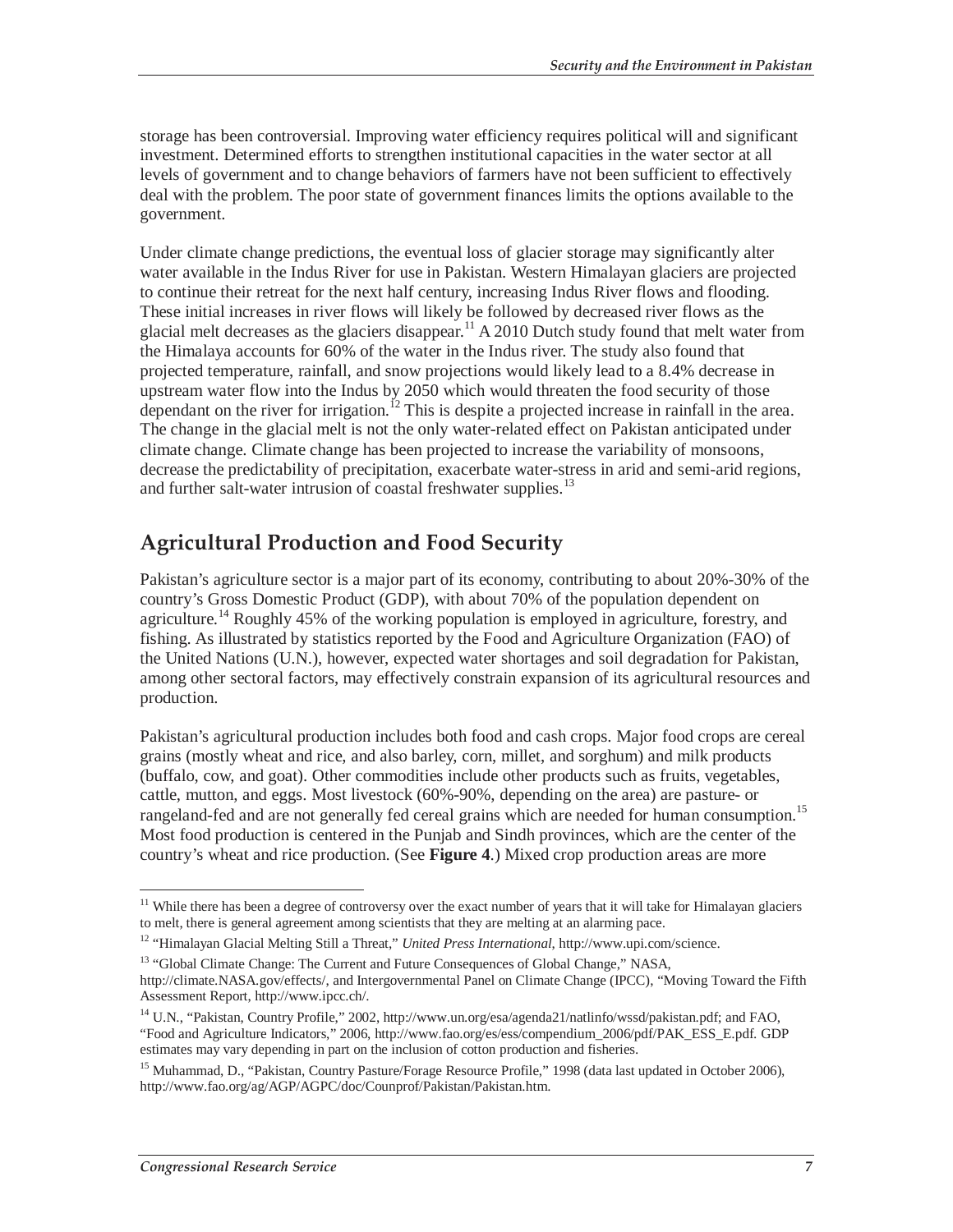storage has been controversial. Improving water efficiency requires political will and significant investment. Determined efforts to strengthen institutional capacities in the water sector at all levels of government and to change behaviors of farmers have not been sufficient to effectively deal with the problem. The poor state of government finances limits the options available to the government.

Under climate change predictions, the eventual loss of glacier storage may significantly alter water available in the Indus River for use in Pakistan. Western Himalayan glaciers are projected to continue their retreat for the next half century, increasing Indus River flows and flooding. These initial increases in river flows will likely be followed by decreased river flows as the glacial melt decreases as the glaciers disappear.[11] A 2010 Dutch study found that melt water from the Himalaya accounts for 60% of the water in the Indus river. The study also found that projected temperature, rainfall, and snow projections would likely lead to a 8.4% decrease in upstream water flow into the Indus by 2050 which would threaten the food security of those dependant on the river for irrigation.[12] This is despite a projected increase in rainfall in the area. The change in the glacial melt is not the only water-related effect on Pakistan anticipated under climate change. Climate change has been projected to increase the variability of monsoons, decrease the predictability of precipitation, exacerbate water-stress in arid and semi-arid regions, and further salt-water intrusion of coastal freshwater supplies.[13]

## Agricultural Production and Food Security

Pakistan's agriculture sector is a major part of its economy, contributing to about 20%-30% of the country's Gross Domestic Product (GDP), with about 70% of the population dependent on agriculture.[14] Roughly 45% of the working population is employed in agriculture, forestry, and fishing. As illustrated by statistics reported by the Food and Agriculture Organization (FAO) of the United Nations (U.N.), however, expected water shortages and soil degradation for Pakistan, among other sectoral factors, may effectively constrain expansion of its agricultural resources and production.

Pakistan's agricultural production includes both food and cash crops. Major food crops are cereal grains (mostly wheat and rice, and also barley, corn, millet, and sorghum) and milk products (buffalo, cow, and goat). Other commodities include other products such as fruits, vegetables, cattle, mutton, and eggs. Most livestock (60%-90%, depending on the area) are pasture- or rangeland-fed and are not generally fed cereal grains which are needed for human consumption.[15] Most food production is centered in the Punjab and Sindh provinces, which are the center of the country's wheat and rice production. (See **Figure 4**.) Mixed crop production areas are more

---

[11] While there has been a degree of controversy over the exact number of years that it will take for Himalayan glaciers to melt, there is general agreement among scientists that they are melting at an alarming pace.

[12] "Himalayan Glacial Melting Still a Threat," *United Press International*, http://www.upi.com/science.

[13] "Global Climate Change: The Current and Future Consequences of Global Change," NASA, http://climate.NASA.gov/effects/, and Intergovernmental Panel on Climate Change (IPCC), "Moving Toward the Fifth Assessment Report, http://www.ipcc.ch/.

[14] U.N., "Pakistan, Country Profile," 2002, http://www.un.org/esa/agenda21/natlinfo/wssd/pakistan.pdf; and FAO, "Food and Agriculture Indicators," 2006, http://www.fao.org/es/ess/compendium_2006/pdf/PAK_ESS_E.pdf. GDP estimates may vary depending in part on the inclusion of cotton production and fisheries.

[15] Muhammad, D., "Pakistan, Country Pasture/Forage Resource Profile," 1998 (data last updated in October 2006), http://www.fao.org/ag/AGP/AGPC/doc/Counprof/Pakistan/Pakistan.htm.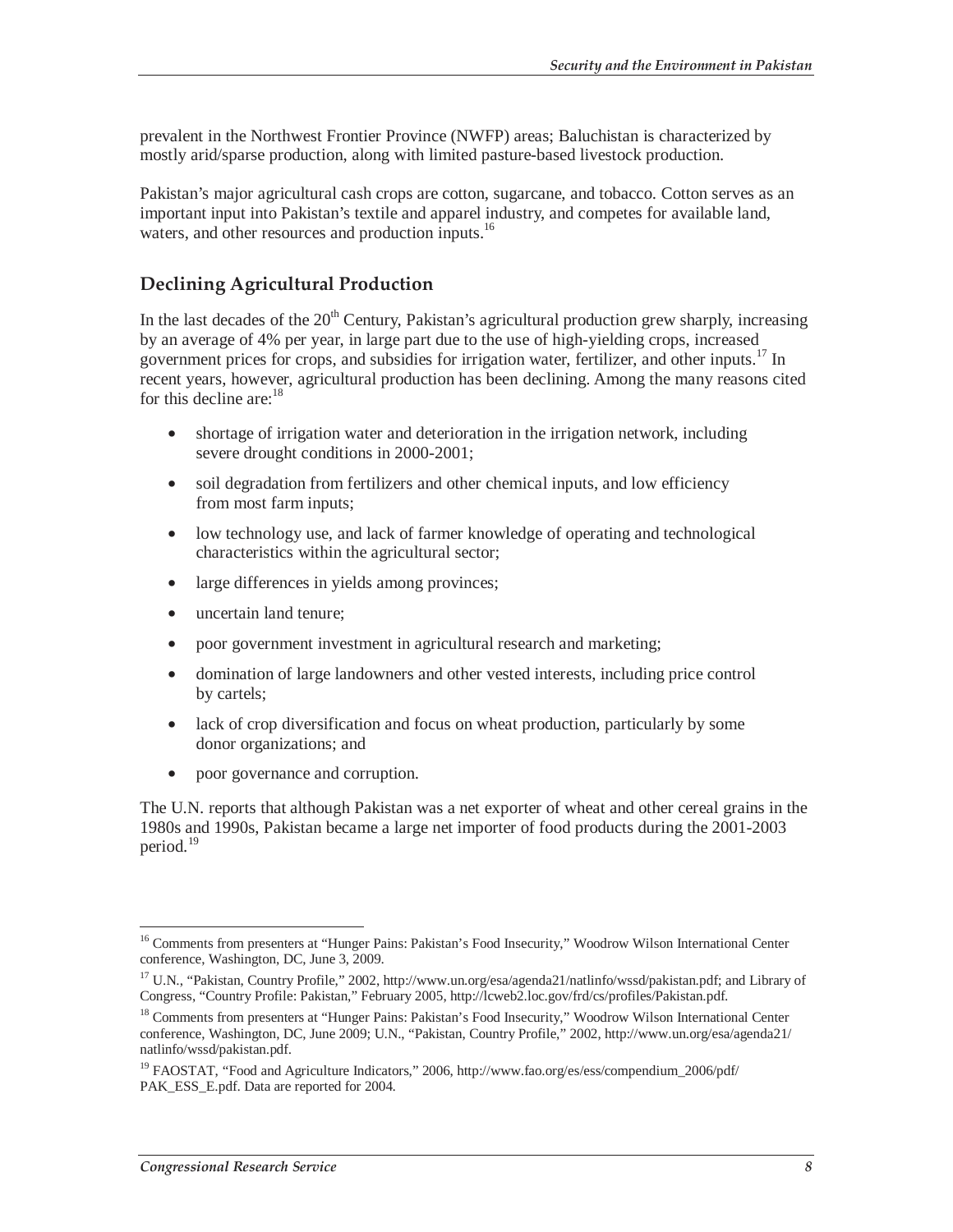prevalent in the Northwest Frontier Province (NWFP) areas; Baluchistan is characterized by mostly arid/sparse production, along with limited pasture-based livestock production.

Pakistan's major agricultural cash crops are cotton, sugarcane, and tobacco. Cotton serves as an important input into Pakistan's textile and apparel industry, and competes for available land, waters, and other resources and production inputs.[16]

## Declining Agricultural Production

In the last decades of the 20th Century, Pakistan's agricultural production grew sharply, increasing by an average of 4% per year, in large part due to the use of high-yielding crops, increased government prices for crops, and subsidies for irrigation water, fertilizer, and other inputs.[17] In recent years, however, agricultural production has been declining. Among the many reasons cited for this decline are:[18]

- shortage of irrigation water and deterioration in the irrigation network, including severe drought conditions in 2000-2001;
- soil degradation from fertilizers and other chemical inputs, and low efficiency from most farm inputs;
- low technology use, and lack of farmer knowledge of operating and technological characteristics within the agricultural sector;
- large differences in yields among provinces;
- uncertain land tenure;
- poor government investment in agricultural research and marketing;
- domination of large landowners and other vested interests, including price control by cartels;
- lack of crop diversification and focus on wheat production, particularly by some donor organizations; and
- poor governance and corruption.

The U.N. reports that although Pakistan was a net exporter of wheat and other cereal grains in the 1980s and 1990s, Pakistan became a large net importer of food products during the 2001-2003 period.[19]

---

[16] Comments from presenters at "Hunger Pains: Pakistan's Food Insecurity," Woodrow Wilson International Center conference, Washington, DC, June 3, 2009.

[17] U.N., "Pakistan, Country Profile," 2002, http://www.un.org/esa/agenda21/natlinfo/wssd/pakistan.pdf; and Library of Congress, "Country Profile: Pakistan," February 2005, http://lcweb2.loc.gov/frd/cs/profiles/Pakistan.pdf.

[18] Comments from presenters at "Hunger Pains: Pakistan's Food Insecurity," Woodrow Wilson International Center conference, Washington, DC, June 2009; U.N., "Pakistan, Country Profile," 2002, http://www.un.org/esa/agenda21/natlinfo/wssd/pakistan.pdf.

[19] FAOSTAT, "Food and Agriculture Indicators," 2006, http://www.fao.org/es/ess/compendium_2006/pdf/PAK_ESS_E.pdf. Data are reported for 2004.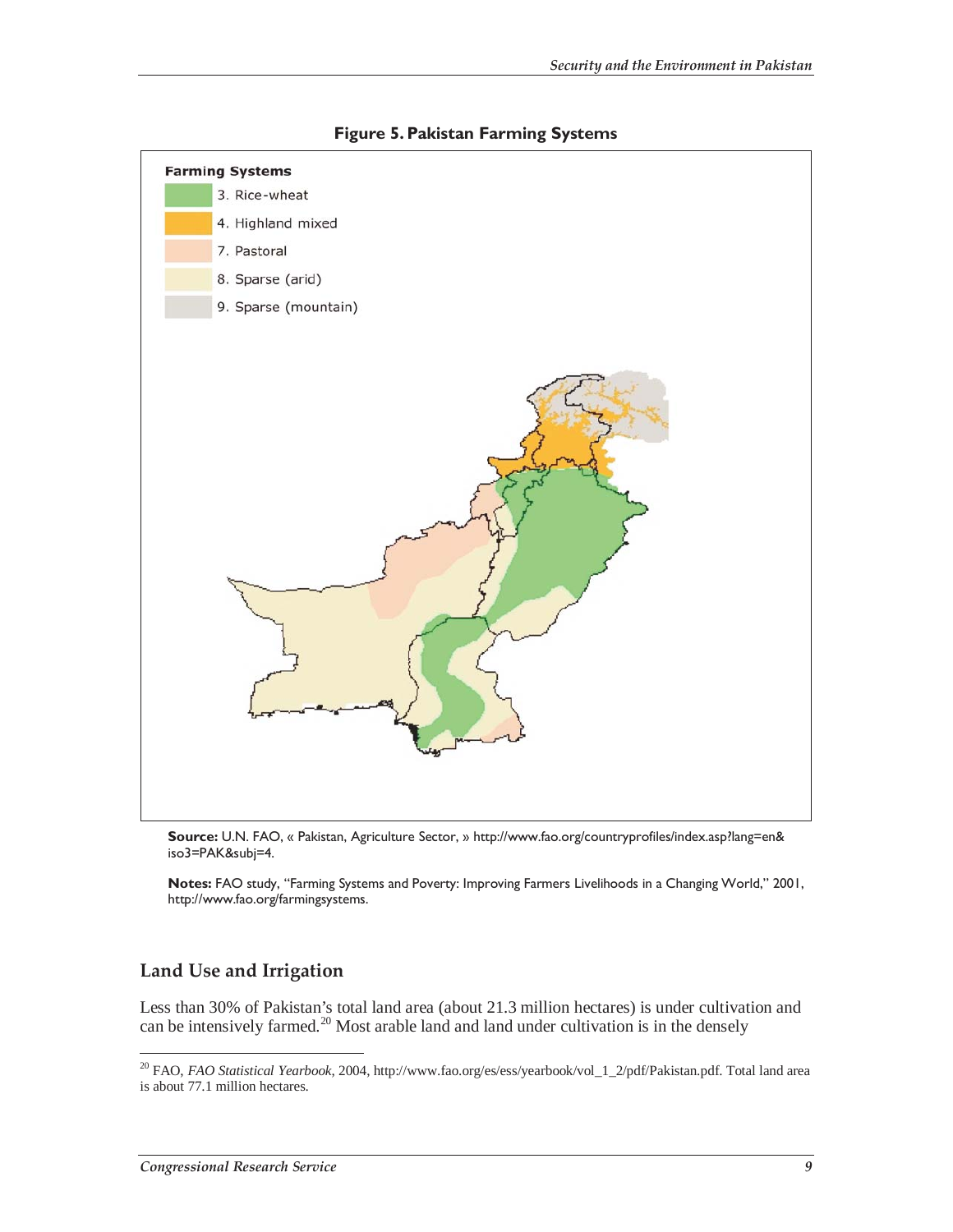**Figure 5. Pakistan Farming Systems**

Farming Systems

3. Rice-wheat
4. Highland mixed
7. Pastoral
8. Sparse (arid)
9. Sparse (mountain)

**Source:** U.N. FAO, « Pakistan, Agriculture Sector, » http://www.fao.org/countryprofiles/index.asp?lang=en&iso3=PAK&subj=4.

**Notes:** FAO study, "Farming Systems and Poverty: Improving Farmers Livelihoods in a Changing World," 2001, http://www.fao.org/farmingsystems.

## Land Use and Irrigation

Less than 30% of Pakistan's total land area (about 21.3 million hectares) is under cultivation and can be intensively farmed.[20] Most arable land and land under cultivation is in the densely

[20] FAO, *FAO Statistical Yearbook*, 2004, http://www.fao.org/es/ess/yearbook/vol_1_2/pdf/Pakistan.pdf. Total land area is about 77.1 million hectares.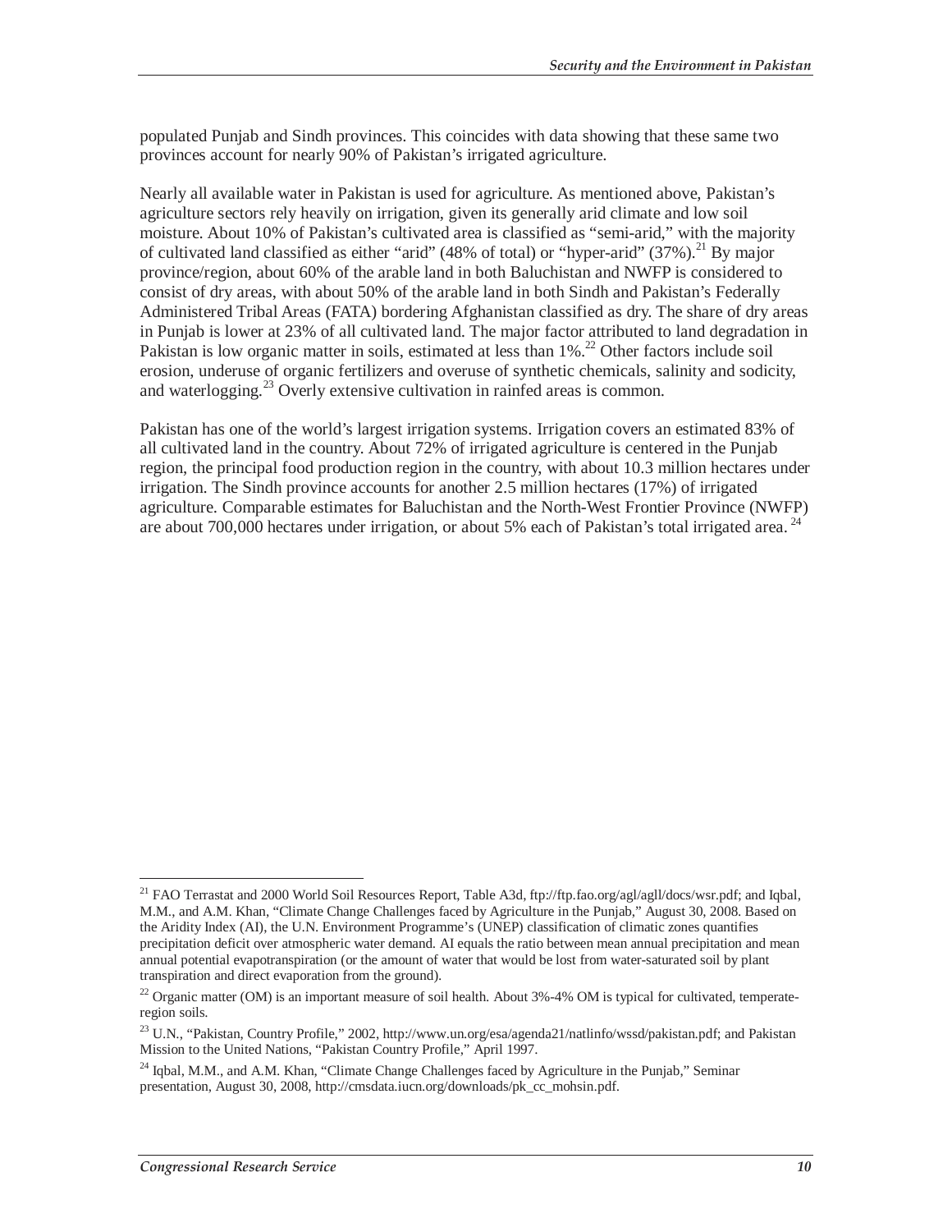populated Punjab and Sindh provinces. This coincides with data showing that these same two provinces account for nearly 90% of Pakistan's irrigated agriculture.

Nearly all available water in Pakistan is used for agriculture. As mentioned above, Pakistan's agriculture sectors rely heavily on irrigation, given its generally arid climate and low soil moisture. About 10% of Pakistan's cultivated area is classified as "semi-arid," with the majority of cultivated land classified as either "arid" (48% of total) or "hyper-arid" (37%).[21] By major province/region, about 60% of the arable land in both Baluchistan and NWFP is considered to consist of dry areas, with about 50% of the arable land in both Sindh and Pakistan's Federally Administered Tribal Areas (FATA) bordering Afghanistan classified as dry. The share of dry areas in Punjab is lower at 23% of all cultivated land. The major factor attributed to land degradation in Pakistan is low organic matter in soils, estimated at less than 1%.[22] Other factors include soil erosion, underuse of organic fertilizers and overuse of synthetic chemicals, salinity and sodicity, and waterlogging.[23] Overly extensive cultivation in rainfed areas is common.

Pakistan has one of the world's largest irrigation systems. Irrigation covers an estimated 83% of all cultivated land in the country. About 72% of irrigated agriculture is centered in the Punjab region, the principal food production region in the country, with about 10.3 million hectares under irrigation. The Sindh province accounts for another 2.5 million hectares (17%) of irrigated agriculture. Comparable estimates for Baluchistan and the North-West Frontier Province (NWFP) are about 700,000 hectares under irrigation, or about 5% each of Pakistan's total irrigated area.[24]

---

[21] FAO Terrastat and 2000 World Soil Resources Report, Table A3d, ftp://ftp.fao.org/agl/agll/docs/wsr.pdf; and Iqbal, M.M., and A.M. Khan, "Climate Change Challenges faced by Agriculture in the Punjab," August 30, 2008. Based on the Aridity Index (AI), the U.N. Environment Programme's (UNEP) classification of climatic zones quantifies precipitation deficit over atmospheric water demand. AI equals the ratio between mean annual precipitation and mean annual potential evapotranspiration (or the amount of water that would be lost from water-saturated soil by plant transpiration and direct evaporation from the ground).

[22] Organic matter (OM) is an important measure of soil health. About 3%-4% OM is typical for cultivated, temperate-region soils.

[23] U.N., "Pakistan, Country Profile," 2002, http://www.un.org/esa/agenda21/natlinfo/wssd/pakistan.pdf; and Pakistan Mission to the United Nations, "Pakistan Country Profile," April 1997.

[24] Iqbal, M.M., and A.M. Khan, "Climate Change Challenges faced by Agriculture in the Punjab," Seminar presentation, August 30, 2008, http://cmsdata.iucn.org/downloads/pk_cc_mohsin.pdf.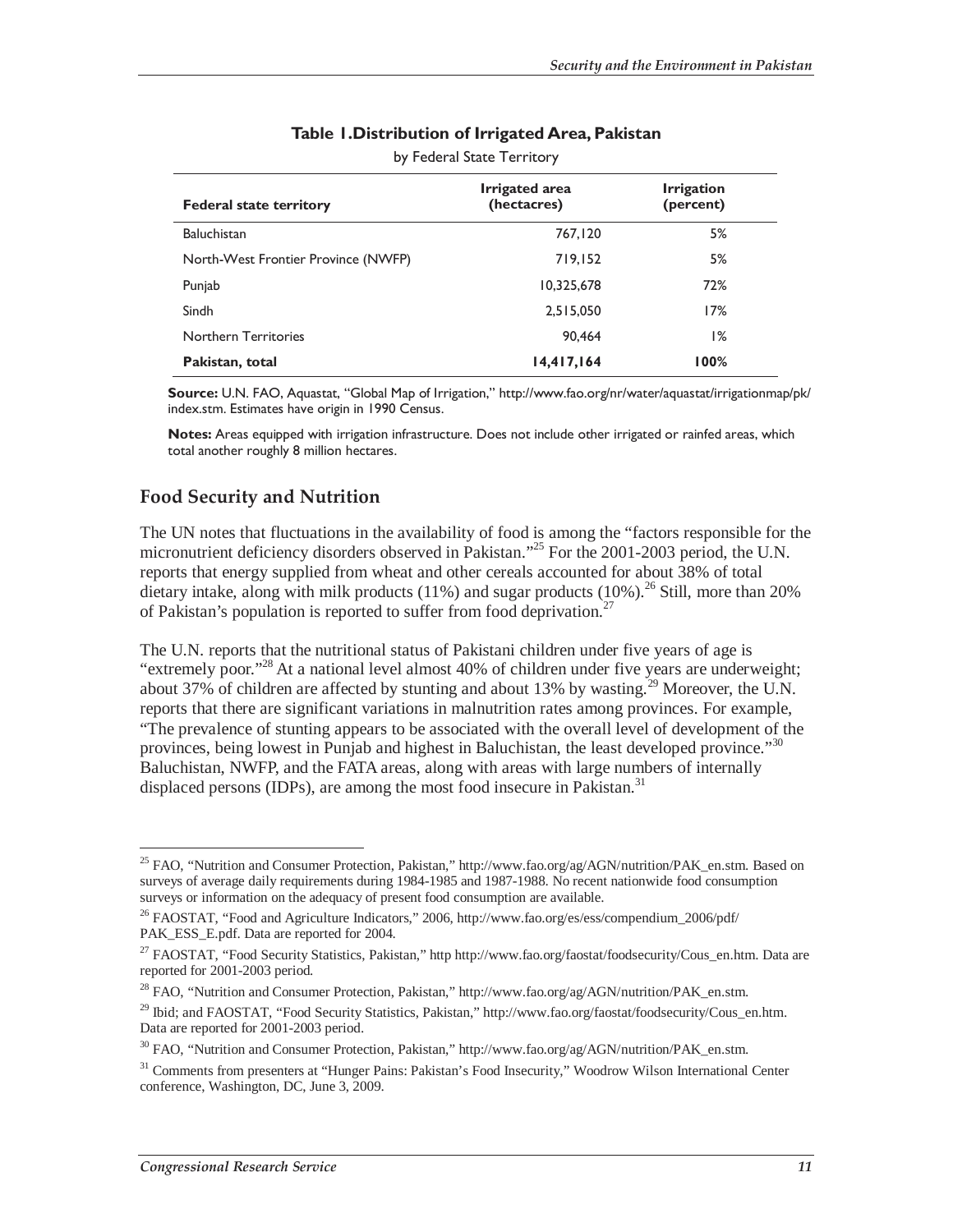**Table 1. Distribution of Irrigated Area, Pakistan**

by Federal State Territory

| Federal state territory | Irrigated area (hectacres) | Irrigation (percent) |
| --- | --- | --- |
| Baluchistan | 767,120 | 5% |
| North-West Frontier Province (NWFP) | 719,152 | 5% |
| Punjab | 10,325,678 | 72% |
| Sindh | 2,515,050 | 17% |
| Northern Territories | 90,464 | 1% |
| **Pakistan, total** | **14,417,164** | **100%** |

**Source:** U.N. FAO, Aquastat, "Global Map of Irrigation," http://www.fao.org/nr/water/aquastat/irrigationmap/pk/index.stm. Estimates have origin in 1990 Census.

**Notes:** Areas equipped with irrigation infrastructure. Does not include other irrigated or rainfed areas, which total another roughly 8 million hectares.

## Food Security and Nutrition

The UN notes that fluctuations in the availability of food is among the "factors responsible for the micronutrient deficiency disorders observed in Pakistan."[25] For the 2001-2003 period, the U.N. reports that energy supplied from wheat and other cereals accounted for about 38% of total dietary intake, along with milk products (11%) and sugar products (10%).[26] Still, more than 20% of Pakistan's population is reported to suffer from food deprivation.[27]

The U.N. reports that the nutritional status of Pakistani children under five years of age is "extremely poor."[28] At a national level almost 40% of children under five years are underweight; about 37% of children are affected by stunting and about 13% by wasting.[29] Moreover, the U.N. reports that there are significant variations in malnutrition rates among provinces. For example, "The prevalence of stunting appears to be associated with the overall level of development of the provinces, being lowest in Punjab and highest in Baluchistan, the least developed province."[30] Baluchistan, NWFP, and the FATA areas, along with areas with large numbers of internally displaced persons (IDPs), are among the most food insecure in Pakistan.[31]

---

[25] FAO, "Nutrition and Consumer Protection, Pakistan," http://www.fao.org/ag/AGN/nutrition/PAK_en.stm. Based on surveys of average daily requirements during 1984-1985 and 1987-1988. No recent nationwide food consumption surveys or information on the adequacy of present food consumption are available.

[26] FAOSTAT, "Food and Agriculture Indicators," 2006, http://www.fao.org/es/ess/compendium_2006/pdf/PAK_ESS_E.pdf. Data are reported for 2004.

[27] FAOSTAT, "Food Security Statistics, Pakistan," http http://www.fao.org/faostat/foodsecurity/Cous_en.htm. Data are reported for 2001-2003 period.

[28] FAO, "Nutrition and Consumer Protection, Pakistan," http://www.fao.org/ag/AGN/nutrition/PAK_en.stm.

[29] Ibid; and FAOSTAT, "Food Security Statistics, Pakistan," http://www.fao.org/faostat/foodsecurity/Cous_en.htm. Data are reported for 2001-2003 period.

[30] FAO, "Nutrition and Consumer Protection, Pakistan," http://www.fao.org/ag/AGN/nutrition/PAK_en.stm.

[31] Comments from presenters at "Hunger Pains: Pakistan's Food Insecurity," Woodrow Wilson International Center conference, Washington, DC, June 3, 2009.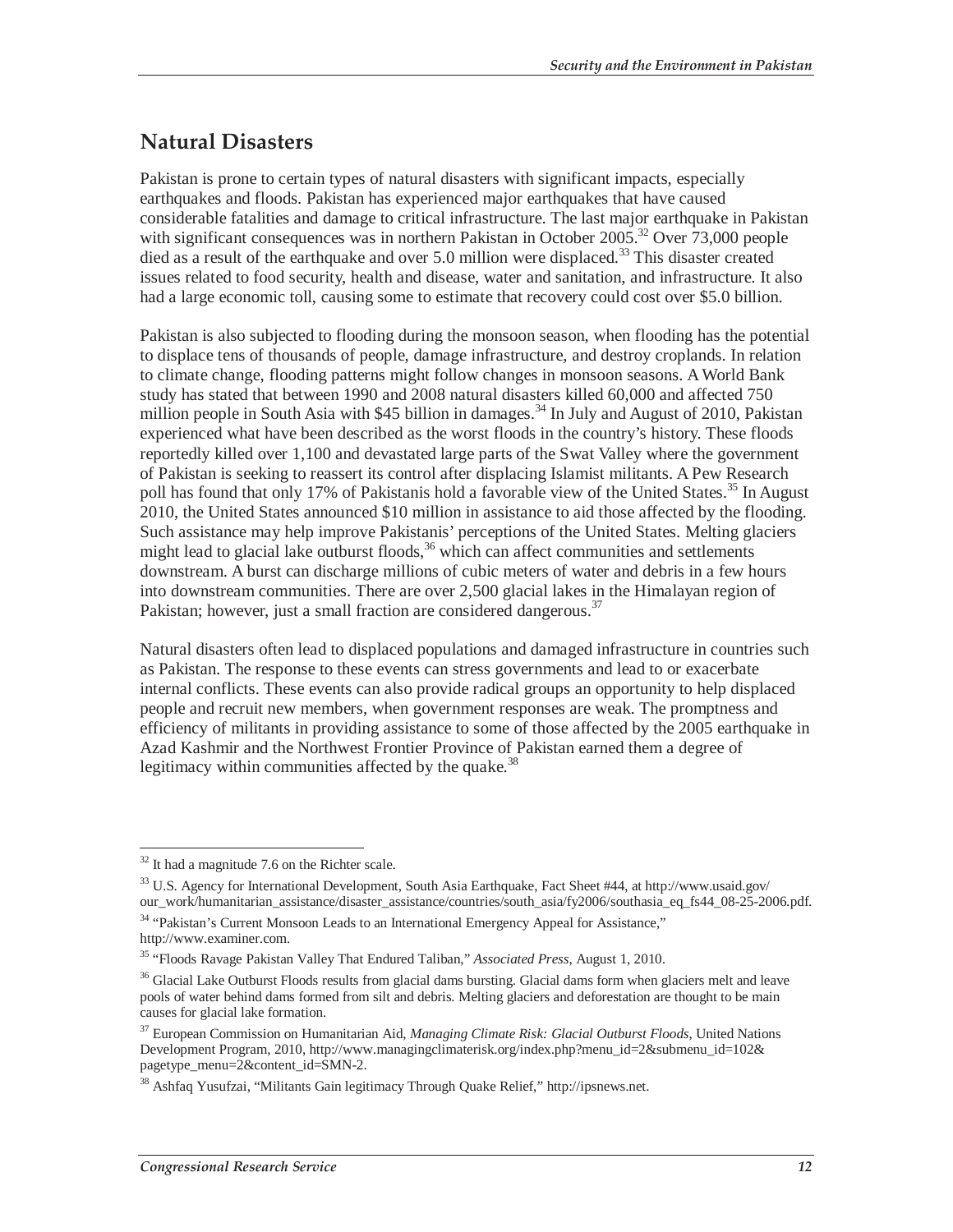## Natural Disasters

Pakistan is prone to certain types of natural disasters with significant impacts, especially earthquakes and floods. Pakistan has experienced major earthquakes that have caused considerable fatalities and damage to critical infrastructure. The last major earthquake in Pakistan with significant consequences was in northern Pakistan in October 2005.[32] Over 73,000 people died as a result of the earthquake and over 5.0 million were displaced.[33] This disaster created issues related to food security, health and disease, water and sanitation, and infrastructure. It also had a large economic toll, causing some to estimate that recovery could cost over $5.0 billion.

Pakistan is also subjected to flooding during the monsoon season, when flooding has the potential to displace tens of thousands of people, damage infrastructure, and destroy croplands. In relation to climate change, flooding patterns might follow changes in monsoon seasons. A World Bank study has stated that between 1990 and 2008 natural disasters killed 60,000 and affected 750 million people in South Asia with $45 billion in damages.[34] In July and August of 2010, Pakistan experienced what have been described as the worst floods in the country's history. These floods reportedly killed over 1,100 and devastated large parts of the Swat Valley where the government of Pakistan is seeking to reassert its control after displacing Islamist militants. A Pew Research poll has found that only 17% of Pakistanis hold a favorable view of the United States.[35] In August 2010, the United States announced $10 million in assistance to aid those affected by the flooding. Such assistance may help improve Pakistanis' perceptions of the United States. Melting glaciers might lead to glacial lake outburst floods,[36] which can affect communities and settlements downstream. A burst can discharge millions of cubic meters of water and debris in a few hours into downstream communities. There are over 2,500 glacial lakes in the Himalayan region of Pakistan; however, just a small fraction are considered dangerous.[37]

Natural disasters often lead to displaced populations and damaged infrastructure in countries such as Pakistan. The response to these events can stress governments and lead to or exacerbate internal conflicts. These events can also provide radical groups an opportunity to help displaced people and recruit new members, when government responses are weak. The promptness and efficiency of militants in providing assistance to some of those affected by the 2005 earthquake in Azad Kashmir and the Northwest Frontier Province of Pakistan earned them a degree of legitimacy within communities affected by the quake.[38]

---

[32] It had a magnitude 7.6 on the Richter scale.

[33] U.S. Agency for International Development, South Asia Earthquake, Fact Sheet #44, at http://www.usaid.gov/our_work/humanitarian_assistance/disaster_assistance/countries/south_asia/fy2006/southasia_eq_fs44_08-25-2006.pdf.

[34] "Pakistan's Current Monsoon Leads to an International Emergency Appeal for Assistance," http://www.examiner.com.

[35] "Floods Ravage Pakistan Valley That Endured Taliban," *Associated Press*, August 1, 2010.

[36] Glacial Lake Outburst Floods results from glacial dams bursting. Glacial dams form when glaciers melt and leave pools of water behind dams formed from silt and debris. Melting glaciers and deforestation are thought to be main causes for glacial lake formation.

[37] European Commission on Humanitarian Aid, *Managing Climate Risk: Glacial Outburst Floods*, United Nations Development Program, 2010, http://www.managingclimaterisk.org/index.php?menu_id=2&submenu_id=102&pagetype_menu=2&content_id=SMN-2.

[38] Ashfaq Yusufzai, "Militants Gain legitimacy Through Quake Relief," http://ipsnews.net.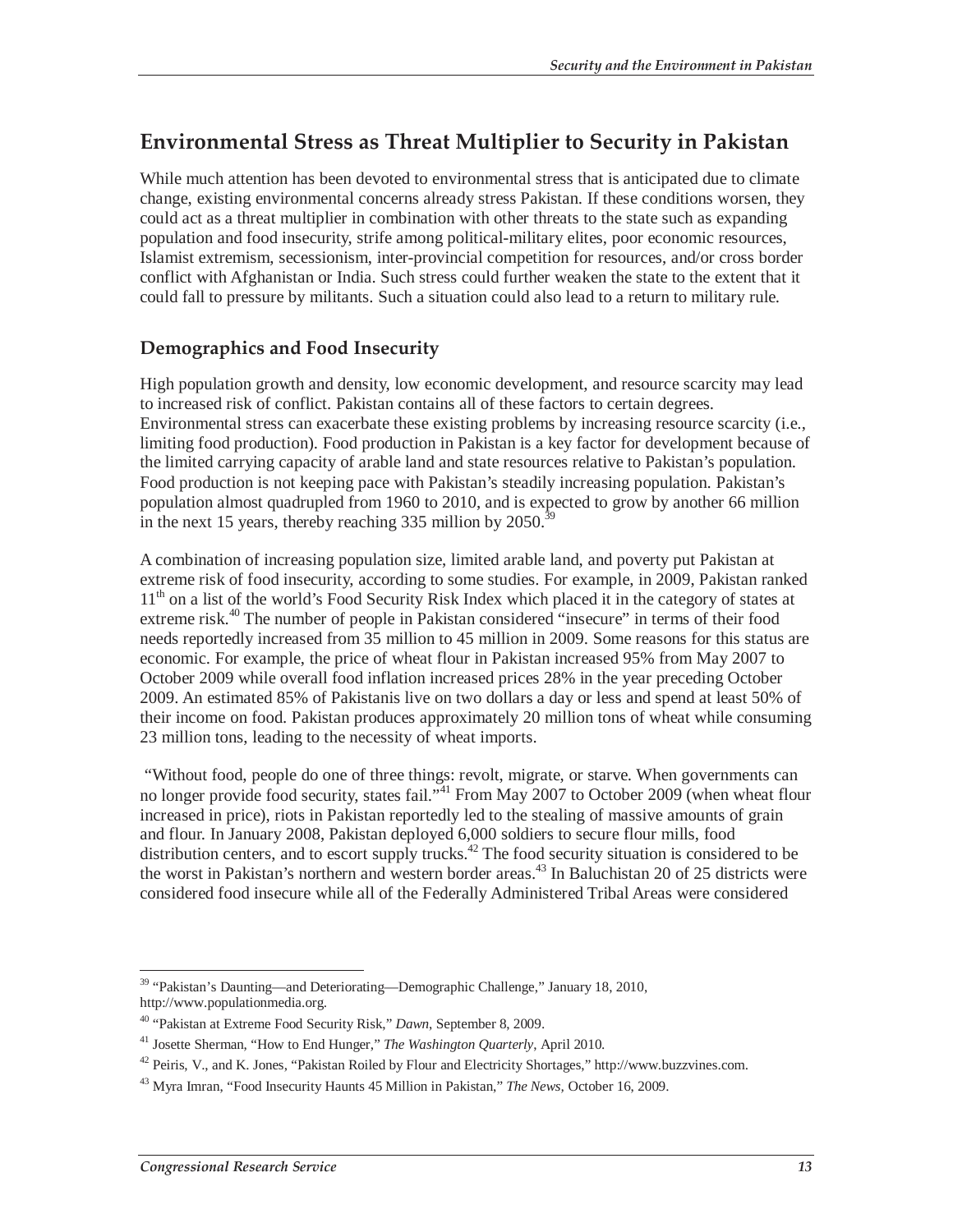## Environmental Stress as Threat Multiplier to Security in Pakistan

While much attention has been devoted to environmental stress that is anticipated due to climate change, existing environmental concerns already stress Pakistan. If these conditions worsen, they could act as a threat multiplier in combination with other threats to the state such as expanding population and food insecurity, strife among political-military elites, poor economic resources, Islamist extremism, secessionism, inter-provincial competition for resources, and/or cross border conflict with Afghanistan or India. Such stress could further weaken the state to the extent that it could fall to pressure by militants. Such a situation could also lead to a return to military rule.

### Demographics and Food Insecurity

High population growth and density, low economic development, and resource scarcity may lead to increased risk of conflict. Pakistan contains all of these factors to certain degrees. Environmental stress can exacerbate these existing problems by increasing resource scarcity (i.e., limiting food production). Food production in Pakistan is a key factor for development because of the limited carrying capacity of arable land and state resources relative to Pakistan's population. Food production is not keeping pace with Pakistan's steadily increasing population. Pakistan's population almost quadrupled from 1960 to 2010, and is expected to grow by another 66 million in the next 15 years, thereby reaching 335 million by 2050.[39]

A combination of increasing population size, limited arable land, and poverty put Pakistan at extreme risk of food insecurity, according to some studies. For example, in 2009, Pakistan ranked 11th on a list of the world's Food Security Risk Index which placed it in the category of states at extreme risk.[40] The number of people in Pakistan considered "insecure" in terms of their food needs reportedly increased from 35 million to 45 million in 2009. Some reasons for this status are economic. For example, the price of wheat flour in Pakistan increased 95% from May 2007 to October 2009 while overall food inflation increased prices 28% in the year preceding October 2009. An estimated 85% of Pakistanis live on two dollars a day or less and spend at least 50% of their income on food. Pakistan produces approximately 20 million tons of wheat while consuming 23 million tons, leading to the necessity of wheat imports.

"Without food, people do one of three things: revolt, migrate, or starve. When governments can no longer provide food security, states fail."[41] From May 2007 to October 2009 (when wheat flour increased in price), riots in Pakistan reportedly led to the stealing of massive amounts of grain and flour. In January 2008, Pakistan deployed 6,000 soldiers to secure flour mills, food distribution centers, and to escort supply trucks.[42] The food security situation is considered to be the worst in Pakistan's northern and western border areas.[43] In Baluchistan 20 of 25 districts were considered food insecure while all of the Federally Administered Tribal Areas were considered

---

[39] "Pakistan's Daunting—and Deteriorating—Demographic Challenge," January 18, 2010, http://www.populationmedia.org.

[40] "Pakistan at Extreme Food Security Risk," *Dawn*, September 8, 2009.

[41] Josette Sherman, "How to End Hunger," *The Washington Quarterly*, April 2010.

[42] Peiris, V., and K. Jones, "Pakistan Roiled by Flour and Electricity Shortages," http://www.buzzvines.com.

[43] Myra Imran, "Food Insecurity Haunts 45 Million in Pakistan," *The News*, October 16, 2009.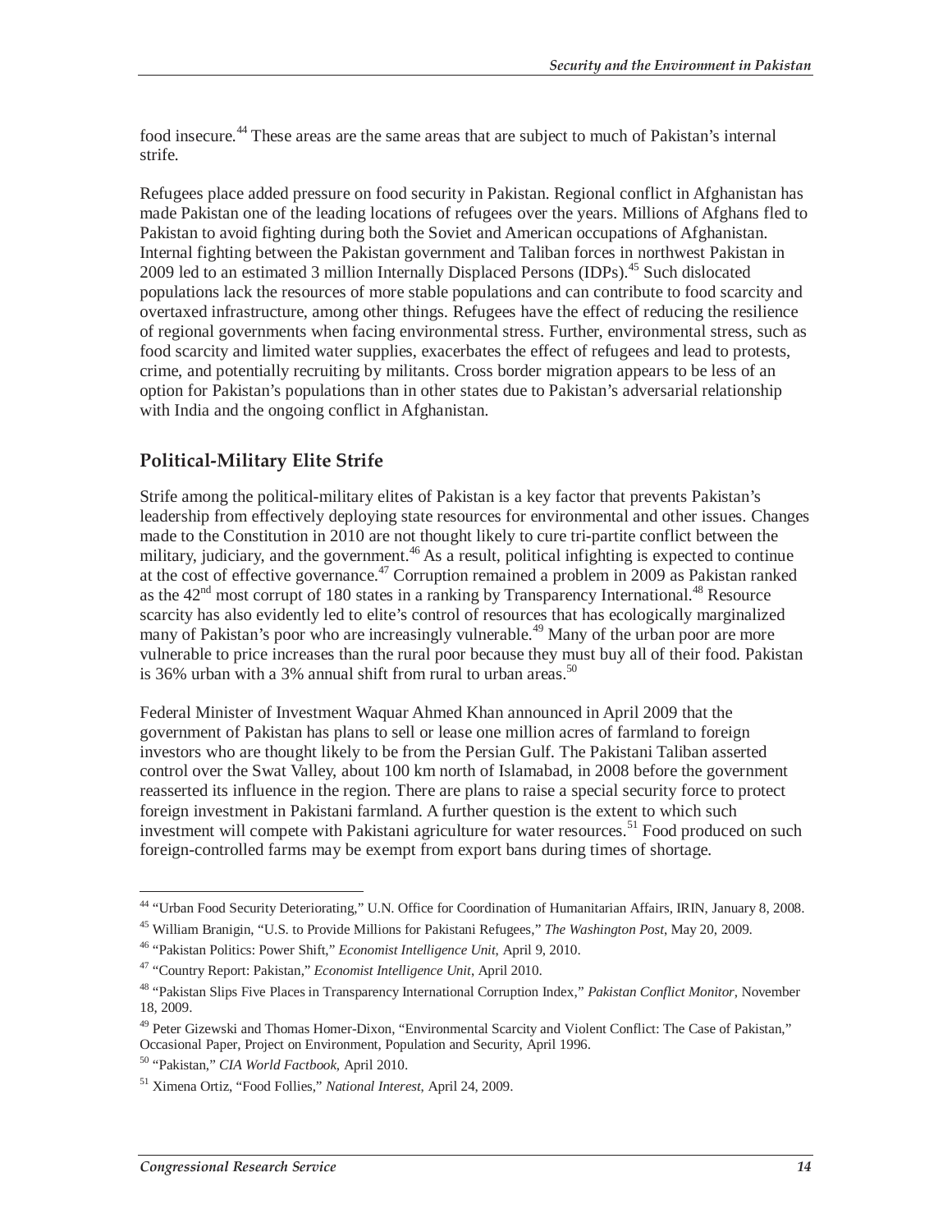food insecure.[44] These areas are the same areas that are subject to much of Pakistan's internal strife.

Refugees place added pressure on food security in Pakistan. Regional conflict in Afghanistan has made Pakistan one of the leading locations of refugees over the years. Millions of Afghans fled to Pakistan to avoid fighting during both the Soviet and American occupations of Afghanistan. Internal fighting between the Pakistan government and Taliban forces in northwest Pakistan in 2009 led to an estimated 3 million Internally Displaced Persons (IDPs).[45] Such dislocated populations lack the resources of more stable populations and can contribute to food scarcity and overtaxed infrastructure, among other things. Refugees have the effect of reducing the resilience of regional governments when facing environmental stress. Further, environmental stress, such as food scarcity and limited water supplies, exacerbates the effect of refugees and lead to protests, crime, and potentially recruiting by militants. Cross border migration appears to be less of an option for Pakistan's populations than in other states due to Pakistan's adversarial relationship with India and the ongoing conflict in Afghanistan.

## Political-Military Elite Strife

Strife among the political-military elites of Pakistan is a key factor that prevents Pakistan's leadership from effectively deploying state resources for environmental and other issues. Changes made to the Constitution in 2010 are not thought likely to cure tri-partite conflict between the military, judiciary, and the government.[46] As a result, political infighting is expected to continue at the cost of effective governance.[47] Corruption remained a problem in 2009 as Pakistan ranked as the 42nd most corrupt of 180 states in a ranking by Transparency International.[48] Resource scarcity has also evidently led to elite's control of resources that has ecologically marginalized many of Pakistan's poor who are increasingly vulnerable.[49] Many of the urban poor are more vulnerable to price increases than the rural poor because they must buy all of their food. Pakistan is 36% urban with a 3% annual shift from rural to urban areas.[50]

Federal Minister of Investment Waquar Ahmed Khan announced in April 2009 that the government of Pakistan has plans to sell or lease one million acres of farmland to foreign investors who are thought likely to be from the Persian Gulf. The Pakistani Taliban asserted control over the Swat Valley, about 100 km north of Islamabad, in 2008 before the government reasserted its influence in the region. There are plans to raise a special security force to protect foreign investment in Pakistani farmland. A further question is the extent to which such investment will compete with Pakistani agriculture for water resources.[51] Food produced on such foreign-controlled farms may be exempt from export bans during times of shortage.

---

[44] "Urban Food Security Deteriorating," U.N. Office for Coordination of Humanitarian Affairs, IRIN, January 8, 2008.

[45] William Branigin, "U.S. to Provide Millions for Pakistani Refugees," *The Washington Post*, May 20, 2009.

[46] "Pakistan Politics: Power Shift," *Economist Intelligence Unit*, April 9, 2010.

[47] "Country Report: Pakistan," *Economist Intelligence Unit*, April 2010.

[48] "Pakistan Slips Five Places in Transparency International Corruption Index," *Pakistan Conflict Monitor*, November 18, 2009.

[49] Peter Gizewski and Thomas Homer-Dixon, "Environmental Scarcity and Violent Conflict: The Case of Pakistan," Occasional Paper, Project on Environment, Population and Security, April 1996.

[50] "Pakistan," *CIA World Factbook*, April 2010.

[51] Ximena Ortiz, "Food Follies," *National Interest*, April 24, 2009.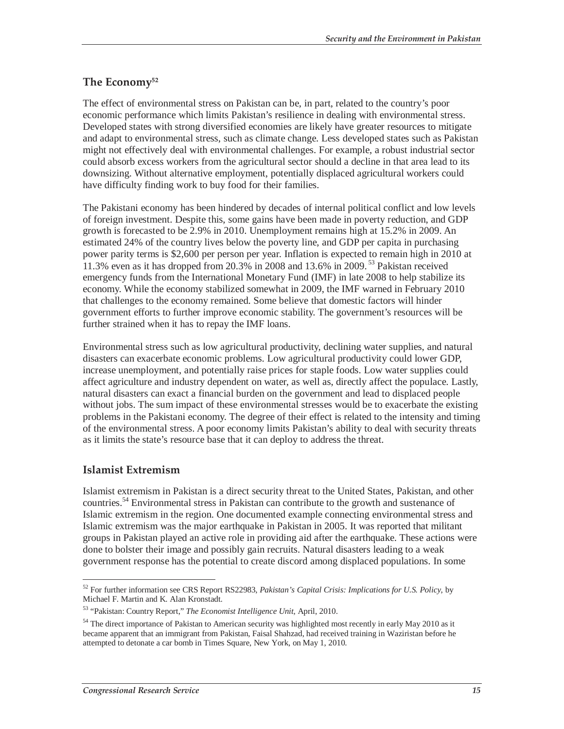## The Economy[52]

The effect of environmental stress on Pakistan can be, in part, related to the country's poor economic performance which limits Pakistan's resilience in dealing with environmental stress. Developed states with strong diversified economies are likely have greater resources to mitigate and adapt to environmental stress, such as climate change. Less developed states such as Pakistan might not effectively deal with environmental challenges. For example, a robust industrial sector could absorb excess workers from the agricultural sector should a decline in that area lead to its downsizing. Without alternative employment, potentially displaced agricultural workers could have difficulty finding work to buy food for their families.

The Pakistani economy has been hindered by decades of internal political conflict and low levels of foreign investment. Despite this, some gains have been made in poverty reduction, and GDP growth is forecasted to be 2.9% in 2010. Unemployment remains high at 15.2% in 2009. An estimated 24% of the country lives below the poverty line, and GDP per capita in purchasing power parity terms is $2,600 per person per year. Inflation is expected to remain high in 2010 at 11.3% even as it has dropped from 20.3% in 2008 and 13.6% in 2009.[53] Pakistan received emergency funds from the International Monetary Fund (IMF) in late 2008 to help stabilize its economy. While the economy stabilized somewhat in 2009, the IMF warned in February 2010 that challenges to the economy remained. Some believe that domestic factors will hinder government efforts to further improve economic stability. The government's resources will be further strained when it has to repay the IMF loans.

Environmental stress such as low agricultural productivity, declining water supplies, and natural disasters can exacerbate economic problems. Low agricultural productivity could lower GDP, increase unemployment, and potentially raise prices for staple foods. Low water supplies could affect agriculture and industry dependent on water, as well as, directly affect the populace. Lastly, natural disasters can exact a financial burden on the government and lead to displaced people without jobs. The sum impact of these environmental stresses would be to exacerbate the existing problems in the Pakistani economy. The degree of their effect is related to the intensity and timing of the environmental stress. A poor economy limits Pakistan's ability to deal with security threats as it limits the state's resource base that it can deploy to address the threat.

## Islamist Extremism

Islamist extremism in Pakistan is a direct security threat to the United States, Pakistan, and other countries.[54] Environmental stress in Pakistan can contribute to the growth and sustenance of Islamic extremism in the region. One documented example connecting environmental stress and Islamic extremism was the major earthquake in Pakistan in 2005. It was reported that militant groups in Pakistan played an active role in providing aid after the earthquake. These actions were done to bolster their image and possibly gain recruits. Natural disasters leading to a weak government response has the potential to create discord among displaced populations. In some

---

[52] For further information see CRS Report RS22983, *Pakistan's Capital Crisis: Implications for U.S. Policy*, by Michael F. Martin and K. Alan Kronstadt.

[53] "Pakistan: Country Report," *The Economist Intelligence Unit*, April, 2010.

[54] The direct importance of Pakistan to American security was highlighted most recently in early May 2010 as it became apparent that an immigrant from Pakistan, Faisal Shahzad, had received training in Waziristan before he attempted to detonate a car bomb in Times Square, New York, on May 1, 2010.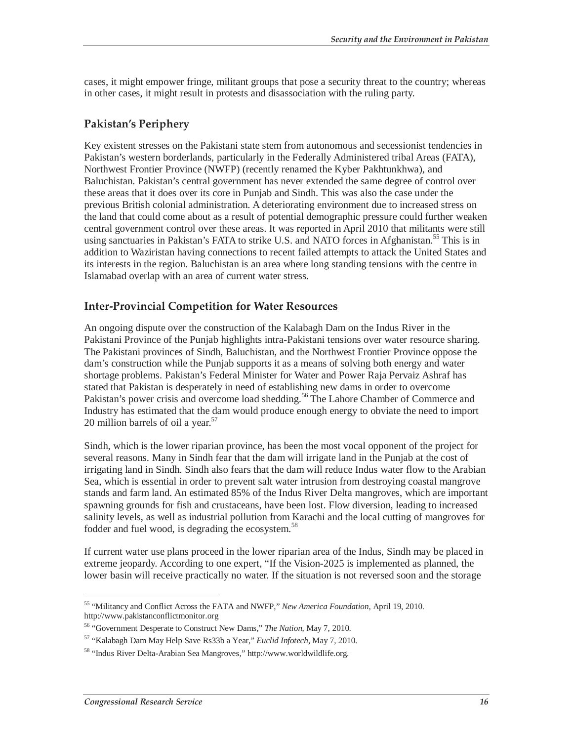cases, it might empower fringe, militant groups that pose a security threat to the country; whereas in other cases, it might result in protests and disassociation with the ruling party.

## Pakistan's Periphery

Key existent stresses on the Pakistani state stem from autonomous and secessionist tendencies in Pakistan's western borderlands, particularly in the Federally Administered tribal Areas (FATA), Northwest Frontier Province (NWFP) (recently renamed the Kyber Pakhtunkhwa), and Baluchistan. Pakistan's central government has never extended the same degree of control over these areas that it does over its core in Punjab and Sindh. This was also the case under the previous British colonial administration. A deteriorating environment due to increased stress on the land that could come about as a result of potential demographic pressure could further weaken central government control over these areas. It was reported in April 2010 that militants were still using sanctuaries in Pakistan's FATA to strike U.S. and NATO forces in Afghanistan.[55] This is in addition to Waziristan having connections to recent failed attempts to attack the United States and its interests in the region. Baluchistan is an area where long standing tensions with the centre in Islamabad overlap with an area of current water stress.

## Inter-Provincial Competition for Water Resources

An ongoing dispute over the construction of the Kalabagh Dam on the Indus River in the Pakistani Province of the Punjab highlights intra-Pakistani tensions over water resource sharing. The Pakistani provinces of Sindh, Baluchistan, and the Northwest Frontier Province oppose the dam's construction while the Punjab supports it as a means of solving both energy and water shortage problems. Pakistan's Federal Minister for Water and Power Raja Pervaiz Ashraf has stated that Pakistan is desperately in need of establishing new dams in order to overcome Pakistan's power crisis and overcome load shedding.[56] The Lahore Chamber of Commerce and Industry has estimated that the dam would produce enough energy to obviate the need to import 20 million barrels of oil a year.[57]

Sindh, which is the lower riparian province, has been the most vocal opponent of the project for several reasons. Many in Sindh fear that the dam will irrigate land in the Punjab at the cost of irrigating land in Sindh. Sindh also fears that the dam will reduce Indus water flow to the Arabian Sea, which is essential in order to prevent salt water intrusion from destroying coastal mangrove stands and farm land. An estimated 85% of the Indus River Delta mangroves, which are important spawning grounds for fish and crustaceans, have been lost. Flow diversion, leading to increased salinity levels, as well as industrial pollution from Karachi and the local cutting of mangroves for fodder and fuel wood, is degrading the ecosystem.[58]

If current water use plans proceed in the lower riparian area of the Indus, Sindh may be placed in extreme jeopardy. According to one expert, "If the Vision-2025 is implemented as planned, the lower basin will receive practically no water. If the situation is not reversed soon and the storage

---

[55] "Militancy and Conflict Across the FATA and NWFP," *New America Foundation*, April 19, 2010. http://www.pakistanconflictmonitor.org

[56] "Government Desperate to Construct New Dams," *The Nation*, May 7, 2010.

[57] "Kalabagh Dam May Help Save Rs33b a Year," *Euclid Infotech*, May 7, 2010.

[58] "Indus River Delta-Arabian Sea Mangroves," http://www.worldwildlife.org.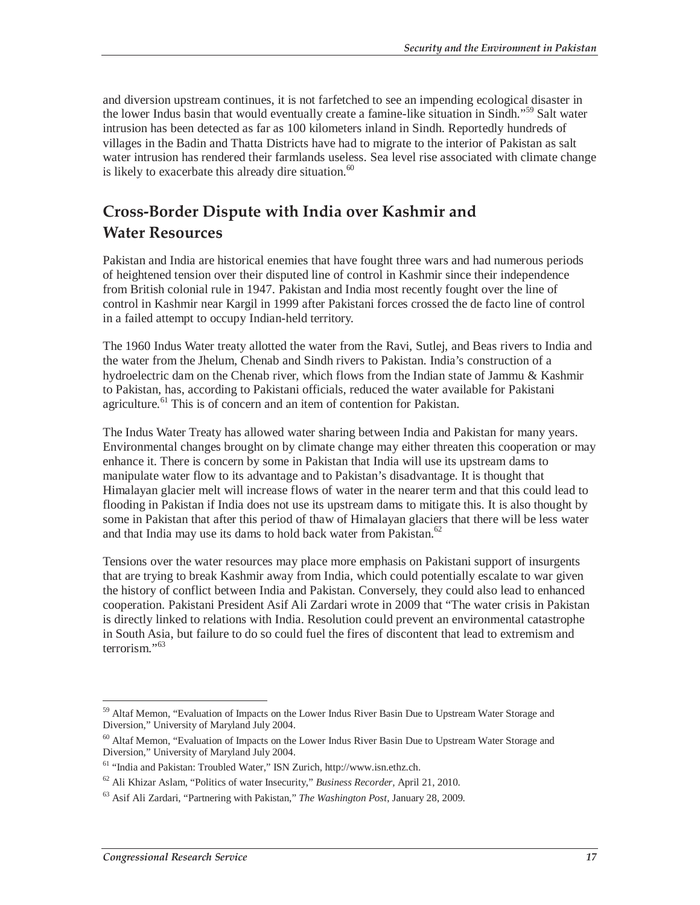and diversion upstream continues, it is not farfetched to see an impending ecological disaster in the lower Indus basin that would eventually create a famine-like situation in Sindh."[59] Salt water intrusion has been detected as far as 100 kilometers inland in Sindh. Reportedly hundreds of villages in the Badin and Thatta Districts have had to migrate to the interior of Pakistan as salt water intrusion has rendered their farmlands useless. Sea level rise associated with climate change is likely to exacerbate this already dire situation.[60]

## Cross-Border Dispute with India over Kashmir and Water Resources

Pakistan and India are historical enemies that have fought three wars and had numerous periods of heightened tension over their disputed line of control in Kashmir since their independence from British colonial rule in 1947. Pakistan and India most recently fought over the line of control in Kashmir near Kargil in 1999 after Pakistani forces crossed the de facto line of control in a failed attempt to occupy Indian-held territory.

The 1960 Indus Water treaty allotted the water from the Ravi, Sutlej, and Beas rivers to India and the water from the Jhelum, Chenab and Sindh rivers to Pakistan. India's construction of a hydroelectric dam on the Chenab river, which flows from the Indian state of Jammu & Kashmir to Pakistan, has, according to Pakistani officials, reduced the water available for Pakistani agriculture.[61] This is of concern and an item of contention for Pakistan.

The Indus Water Treaty has allowed water sharing between India and Pakistan for many years. Environmental changes brought on by climate change may either threaten this cooperation or may enhance it. There is concern by some in Pakistan that India will use its upstream dams to manipulate water flow to its advantage and to Pakistan's disadvantage. It is thought that Himalayan glacier melt will increase flows of water in the nearer term and that this could lead to flooding in Pakistan if India does not use its upstream dams to mitigate this. It is also thought by some in Pakistan that after this period of thaw of Himalayan glaciers that there will be less water and that India may use its dams to hold back water from Pakistan.[62]

Tensions over the water resources may place more emphasis on Pakistani support of insurgents that are trying to break Kashmir away from India, which could potentially escalate to war given the history of conflict between India and Pakistan. Conversely, they could also lead to enhanced cooperation. Pakistani President Asif Ali Zardari wrote in 2009 that "The water crisis in Pakistan is directly linked to relations with India. Resolution could prevent an environmental catastrophe in South Asia, but failure to do so could fuel the fires of discontent that lead to extremism and terrorism."[63]

---

[59] Altaf Memon, "Evaluation of Impacts on the Lower Indus River Basin Due to Upstream Water Storage and Diversion," University of Maryland July 2004.

[60] Altaf Memon, "Evaluation of Impacts on the Lower Indus River Basin Due to Upstream Water Storage and Diversion," University of Maryland July 2004.

[61] "India and Pakistan: Troubled Water," ISN Zurich, http://www.isn.ethz.ch.

[62] Ali Khizar Aslam, "Politics of water Insecurity," *Business Recorder*, April 21, 2010.

[63] Asif Ali Zardari, "Partnering with Pakistan," *The Washington Post*, January 28, 2009.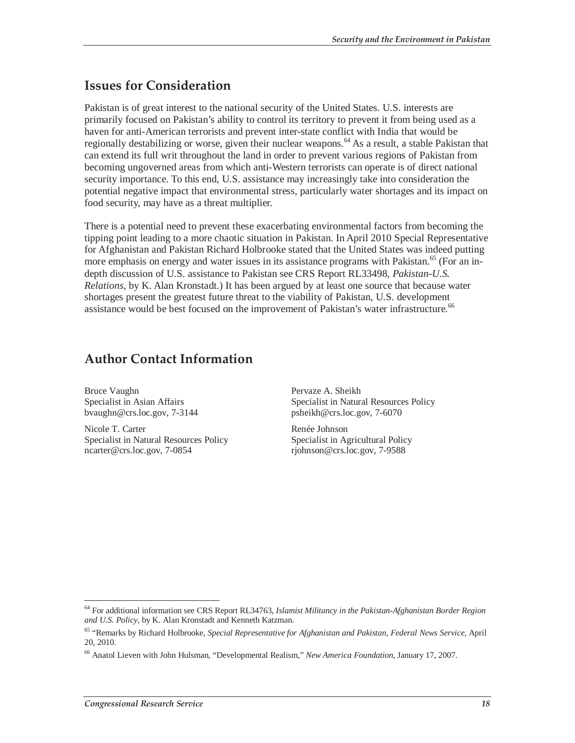## Issues for Consideration

Pakistan is of great interest to the national security of the United States. U.S. interests are primarily focused on Pakistan's ability to control its territory to prevent it from being used as a haven for anti-American terrorists and prevent inter-state conflict with India that would be regionally destabilizing or worse, given their nuclear weapons.[64] As a result, a stable Pakistan that can extend its full writ throughout the land in order to prevent various regions of Pakistan from becoming ungoverned areas from which anti-Western terrorists can operate is of direct national security importance. To this end, U.S. assistance may increasingly take into consideration the potential negative impact that environmental stress, particularly water shortages and its impact on food security, may have as a threat multiplier.

There is a potential need to prevent these exacerbating environmental factors from becoming the tipping point leading to a more chaotic situation in Pakistan. In April 2010 Special Representative for Afghanistan and Pakistan Richard Holbrooke stated that the United States was indeed putting more emphasis on energy and water issues in its assistance programs with Pakistan.[65] (For an in-depth discussion of U.S. assistance to Pakistan see CRS Report RL33498, *Pakistan-U.S. Relations*, by K. Alan Kronstadt.) It has been argued by at least one source that because water shortages present the greatest future threat to the viability of Pakistan, U.S. development assistance would be best focused on the improvement of Pakistan's water infrastructure.[66]

## Author Contact Information

Bruce Vaughn
Specialist in Asian Affairs
bvaughn@crs.loc.gov, 7-3144

Pervaze A. Sheikh
Specialist in Natural Resources Policy
psheikh@crs.loc.gov, 7-6070

Nicole T. Carter
Specialist in Natural Resources Policy
ncarter@crs.loc.gov, 7-0854

Renée Johnson
Specialist in Agricultural Policy
rjohnson@crs.loc.gov, 7-9588

---

[64] For additional information see CRS Report RL34763, *Islamist Militancy in the Pakistan-Afghanistan Border Region and U.S. Policy*, by K. Alan Kronstadt and Kenneth Katzman.

[65] "Remarks by Richard Holbrooke, *Special Representative for Afghanistan and Pakistan, Federal News Service*, April 20, 2010.

[66] Anatol Lieven with John Hulsman, "Developmental Realism," *New America Foundation*, January 17, 2007.